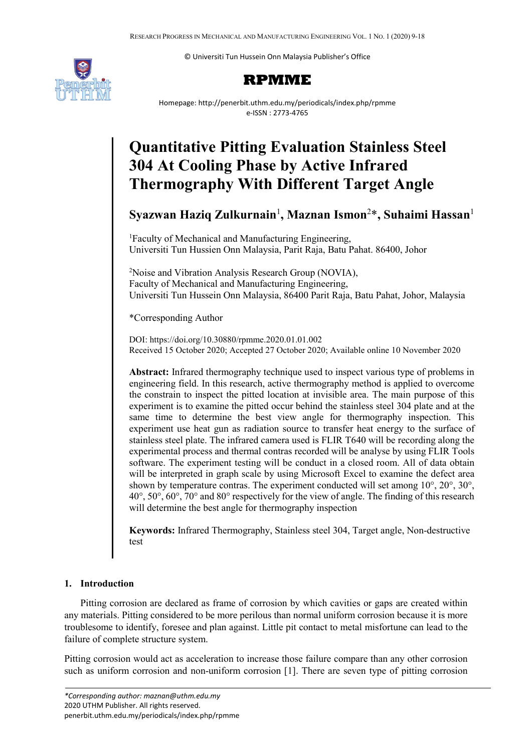© Universiti Tun Hussein Onn Malaysia Publisher's Office

**RPMME**

Homepage: http://penerbit.uthm.edu.my/periodicals/index.php/rpmme
e-ISSN : 2773-4765

# Quantitative Pitting Evaluation Stainless Steel 304 At Cooling Phase by Active Infrared Thermography With Different Target Angle

**Syazwan Haziq Zulkurnain**[1], **Maznan Ismon**[2]*, **Suhaimi Hassan**[1]

[1]Faculty of Mechanical and Manufacturing Engineering,
Universiti Tun Hussien Onn Malaysia, Parit Raja, Batu Pahat. 86400, Johor

[2]Noise and Vibration Analysis Research Group (NOVIA),
Faculty of Mechanical and Manufacturing Engineering,
Universiti Tun Hussein Onn Malaysia, 86400 Parit Raja, Batu Pahat, Johor, Malaysia

*Corresponding Author

DOI: https://doi.org/10.30880/rpmme.2020.01.01.002
Received 15 October 2020; Accepted 27 October 2020; Available online 10 November 2020

**Abstract:** Infrared thermography technique used to inspect various type of problems in engineering field. In this research, active thermography method is applied to overcome the constrain to inspect the pitted location at invisible area. The main purpose of this experiment is to examine the pitted occur behind the stainless steel 304 plate and at the same time to determine the best view angle for thermography inspection. This experiment use heat gun as radiation source to transfer heat energy to the surface of stainless steel plate. The infrared camera used is FLIR T640 will be recording along the experimental process and thermal contras recorded will be analyse by using FLIR Tools software. The experiment testing will be conduct in a closed room. All of data obtain will be interpreted in graph scale by using Microsoft Excel to examine the defect area shown by temperature contras. The experiment conducted will set among 10°, 20°, 30°, 40°, 50°, 60°, 70° and 80° respectively for the view of angle. The finding of this research will determine the best angle for thermography inspection

**Keywords:** Infrared Thermography, Stainless steel 304, Target angle, Non-destructive test

## 1. Introduction

Pitting corrosion are declared as frame of corrosion by which cavities or gaps are created within any materials. Pitting considered to be more perilous than normal uniform corrosion because it is more troublesome to identify, foresee and plan against. Little pit contact to metal misfortune can lead to the failure of complete structure system.

Pitting corrosion would act as acceleration to increase those failure compare than any other corrosion such as uniform corrosion and non-uniform corrosion [1]. There are seven type of pitting corrosion

*\*Corresponding author: maznan@uthm.edu.my*
2020 UTHM Publisher. All rights reserved.
penerbit.uthm.edu.my/periodicals/index.php/rpmme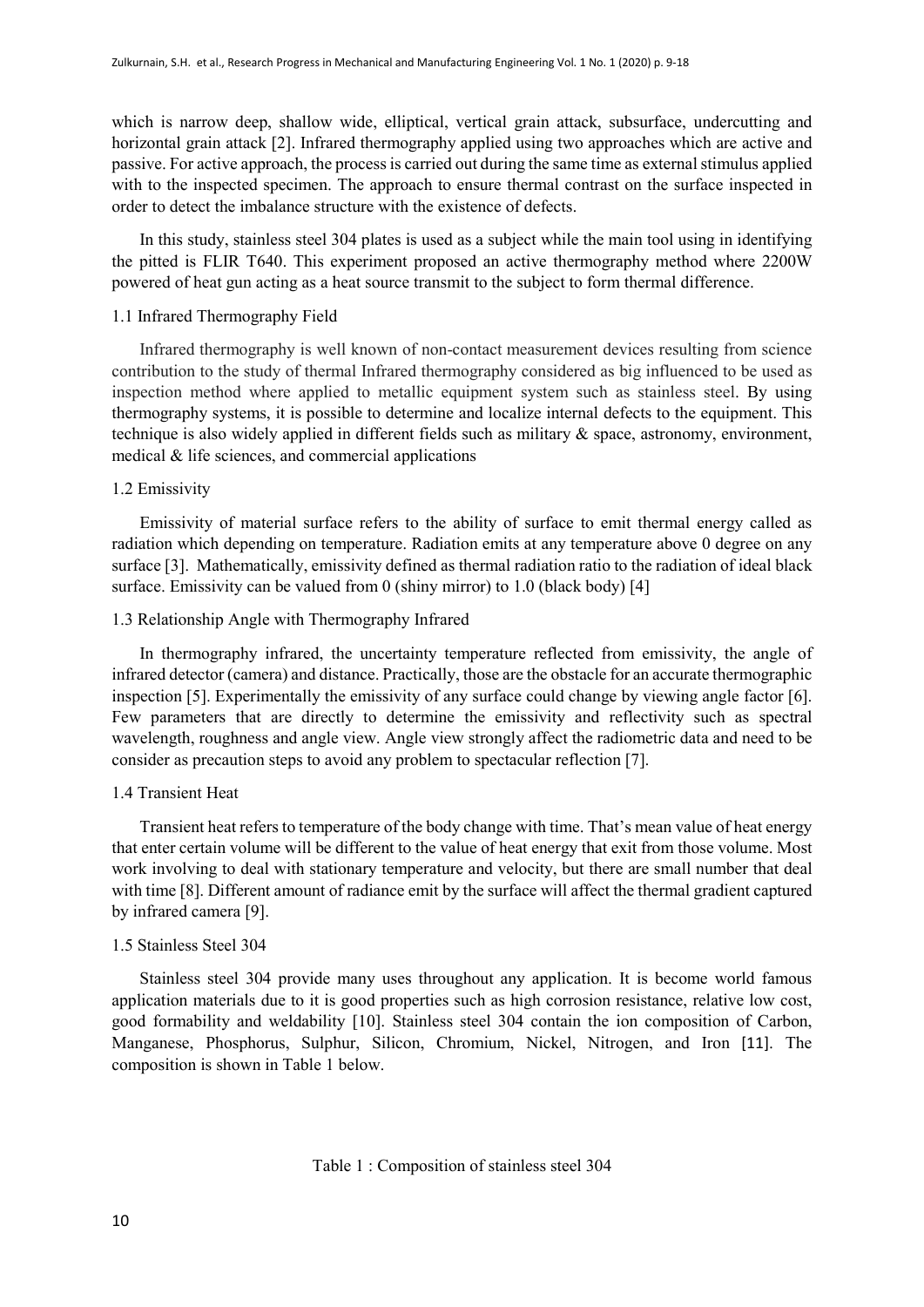which is narrow deep, shallow wide, elliptical, vertical grain attack, subsurface, undercutting and horizontal grain attack [2]. Infrared thermography applied using two approaches which are active and passive. For active approach, the process is carried out during the same time as external stimulus applied with to the inspected specimen. The approach to ensure thermal contrast on the surface inspected in order to detect the imbalance structure with the existence of defects.

In this study, stainless steel 304 plates is used as a subject while the main tool using in identifying the pitted is FLIR T640. This experiment proposed an active thermography method where 2200W powered of heat gun acting as a heat source transmit to the subject to form thermal difference.

### 1.1 Infrared Thermography Field

Infrared thermography is well known of non-contact measurement devices resulting from science contribution to the study of thermal Infrared thermography considered as big influenced to be used as inspection method where applied to metallic equipment system such as stainless steel. By using thermography systems, it is possible to determine and localize internal defects to the equipment. This technique is also widely applied in different fields such as military & space, astronomy, environment, medical & life sciences, and commercial applications

### 1.2 Emissivity

Emissivity of material surface refers to the ability of surface to emit thermal energy called as radiation which depending on temperature. Radiation emits at any temperature above 0 degree on any surface [3]. Mathematically, emissivity defined as thermal radiation ratio to the radiation of ideal black surface. Emissivity can be valued from 0 (shiny mirror) to 1.0 (black body) [4]

### 1.3 Relationship Angle with Thermography Infrared

In thermography infrared, the uncertainty temperature reflected from emissivity, the angle of infrared detector (camera) and distance. Practically, those are the obstacle for an accurate thermographic inspection [5]. Experimentally the emissivity of any surface could change by viewing angle factor [6]. Few parameters that are directly to determine the emissivity and reflectivity such as spectral wavelength, roughness and angle view. Angle view strongly affect the radiometric data and need to be consider as precaution steps to avoid any problem to spectacular reflection [7].

### 1.4 Transient Heat

Transient heat refers to temperature of the body change with time. That's mean value of heat energy that enter certain volume will be different to the value of heat energy that exit from those volume. Most work involving to deal with stationary temperature and velocity, but there are small number that deal with time [8]. Different amount of radiance emit by the surface will affect the thermal gradient captured by infrared camera [9].

### 1.5 Stainless Steel 304

Stainless steel 304 provide many uses throughout any application. It is become world famous application materials due to it is good properties such as high corrosion resistance, relative low cost, good formability and weldability [10]. Stainless steel 304 contain the ion composition of Carbon, Manganese, Phosphorus, Sulphur, Silicon, Chromium, Nickel, Nitrogen, and Iron [11]. The composition is shown in Table 1 below.

Table 1 : Composition of stainless steel 304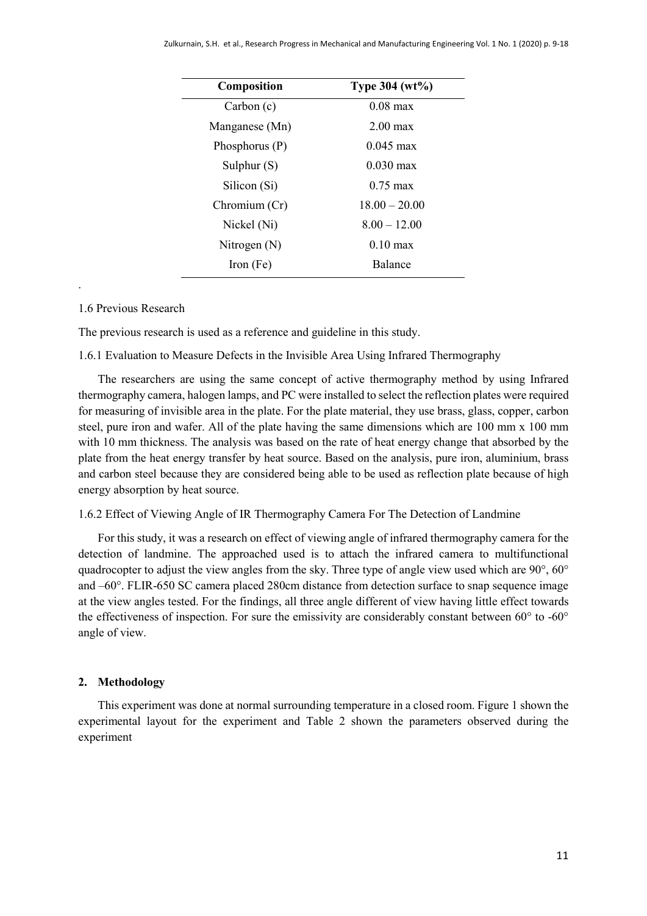| Composition | Type 304 (wt%) |
|---|---|
| Carbon (c) | 0.08 max |
| Manganese (Mn) | 2.00 max |
| Phosphorus (P) | 0.045 max |
| Sulphur (S) | 0.030 max |
| Silicon (Si) | 0.75 max |
| Chromium (Cr) | 18.00 – 20.00 |
| Nickel (Ni) | 8.00 – 12.00 |
| Nitrogen (N) | 0.10 max |
| Iron (Fe) | Balance |

.

### 1.6 Previous Research

The previous research is used as a reference and guideline in this study.

#### 1.6.1 Evaluation to Measure Defects in the Invisible Area Using Infrared Thermography

The researchers are using the same concept of active thermography method by using Infrared thermography camera, halogen lamps, and PC were installed to select the reflection plates were required for measuring of invisible area in the plate. For the plate material, they use brass, glass, copper, carbon steel, pure iron and wafer. All of the plate having the same dimensions which are 100 mm x 100 mm with 10 mm thickness. The analysis was based on the rate of heat energy change that absorbed by the plate from the heat energy transfer by heat source. Based on the analysis, pure iron, aluminium, brass and carbon steel because they are considered being able to be used as reflection plate because of high energy absorption by heat source.

#### 1.6.2 Effect of Viewing Angle of IR Thermography Camera For The Detection of Landmine

For this study, it was a research on effect of viewing angle of infrared thermography camera for the detection of landmine. The approached used is to attach the infrared camera to multifunctional quadrocopter to adjust the view angles from the sky. Three type of angle view used which are 90°, 60° and –60°. FLIR-650 SC camera placed 280cm distance from detection surface to snap sequence image at the view angles tested. For the findings, all three angle different of view having little effect towards the effectiveness of inspection. For sure the emissivity are considerably constant between 60° to -60° angle of view.

## 2. Methodology

This experiment was done at normal surrounding temperature in a closed room. Figure 1 shown the experimental layout for the experiment and Table 2 shown the parameters observed during the experiment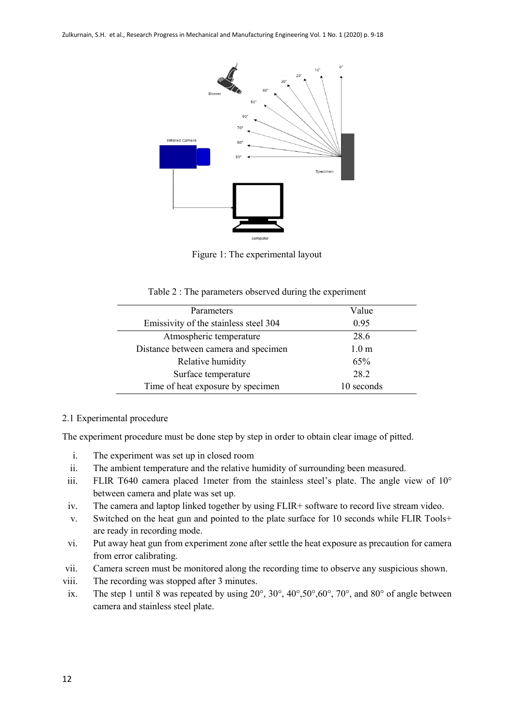Figure 1: The experimental layout

Table 2 : The parameters observed during the experiment

| Parameters | Value |
|---|---|
| Emissivity of the stainless steel 304 | 0.95 |
| Atmospheric temperature | 28.6 |
| Distance between camera and specimen | 1.0 m |
| Relative humidity | 65% |
| Surface temperature | 28.2 |
| Time of heat exposure by specimen | 10 seconds |

2.1 Experimental procedure

The experiment procedure must be done step by step in order to obtain clear image of pitted.

i. The experiment was set up in closed room
ii. The ambient temperature and the relative humidity of surrounding been measured.
iii. FLIR T640 camera placed 1meter from the stainless steel's plate. The angle view of 10° between camera and plate was set up.
iv. The camera and laptop linked together by using FLIR+ software to record live stream video.
v. Switched on the heat gun and pointed to the plate surface for 10 seconds while FLIR Tools+ are ready in recording mode.
vi. Put away heat gun from experiment zone after settle the heat exposure as precaution for camera from error calibrating.
vii. Camera screen must be monitored along the recording time to observe any suspicious shown.
viii. The recording was stopped after 3 minutes.
ix. The step 1 until 8 was repeated by using 20°, 30°, 40°,50°,60°, 70°, and 80° of angle between camera and stainless steel plate.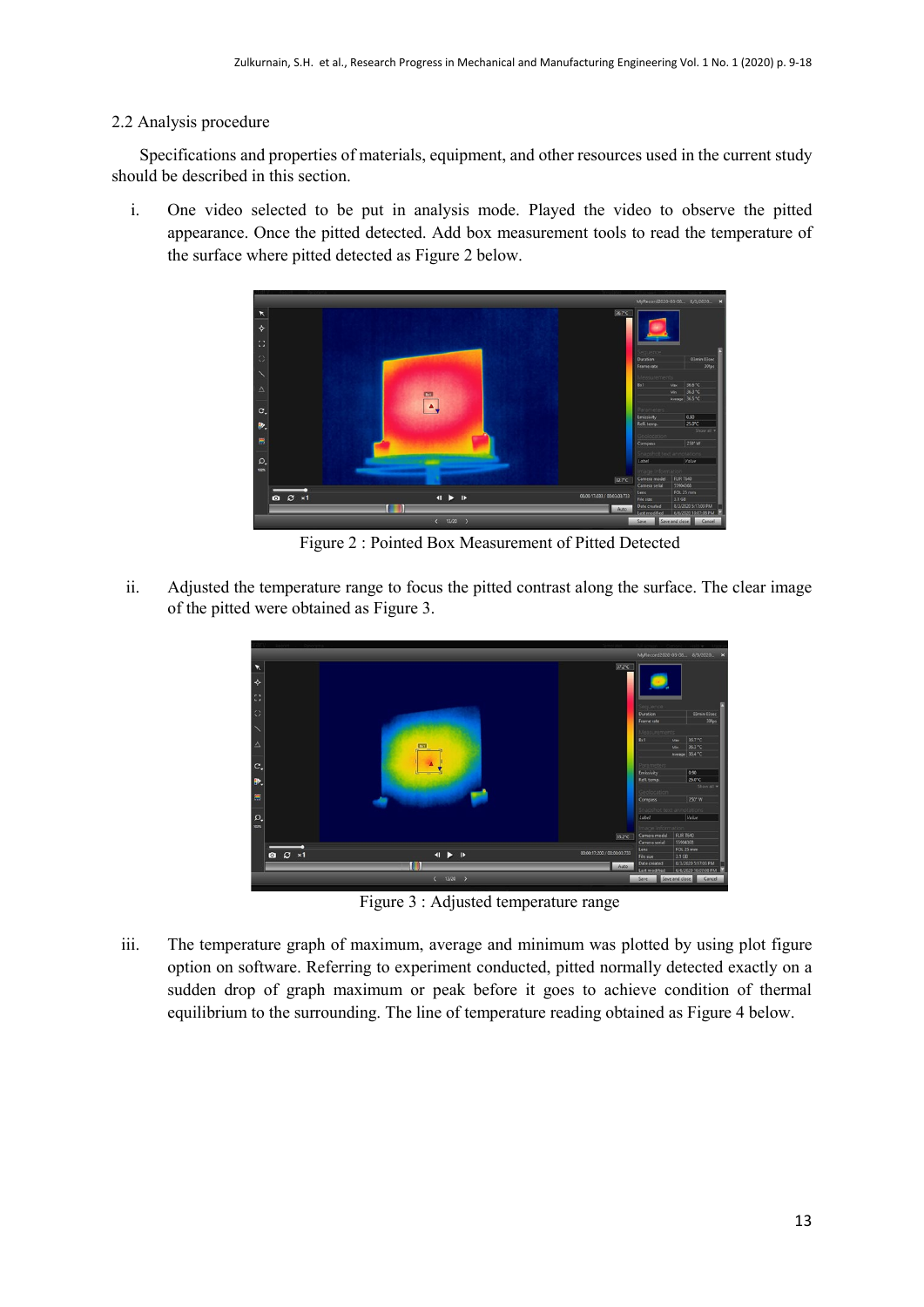### 2.2 Analysis procedure

Specifications and properties of materials, equipment, and other resources used in the current study should be described in this section.

i. One video selected to be put in analysis mode. Played the video to observe the pitted appearance. Once the pitted detected. Add box measurement tools to read the temperature of the surface where pitted detected as Figure 2 below.

Figure 2 : Pointed Box Measurement of Pitted Detected

ii. Adjusted the temperature range to focus the pitted contrast along the surface. The clear image of the pitted were obtained as Figure 3.

Figure 3 : Adjusted temperature range

iii. The temperature graph of maximum, average and minimum was plotted by using plot figure option on software. Referring to experiment conducted, pitted normally detected exactly on a sudden drop of graph maximum or peak before it goes to achieve condition of thermal equilibrium to the surrounding. The line of temperature reading obtained as Figure 4 below.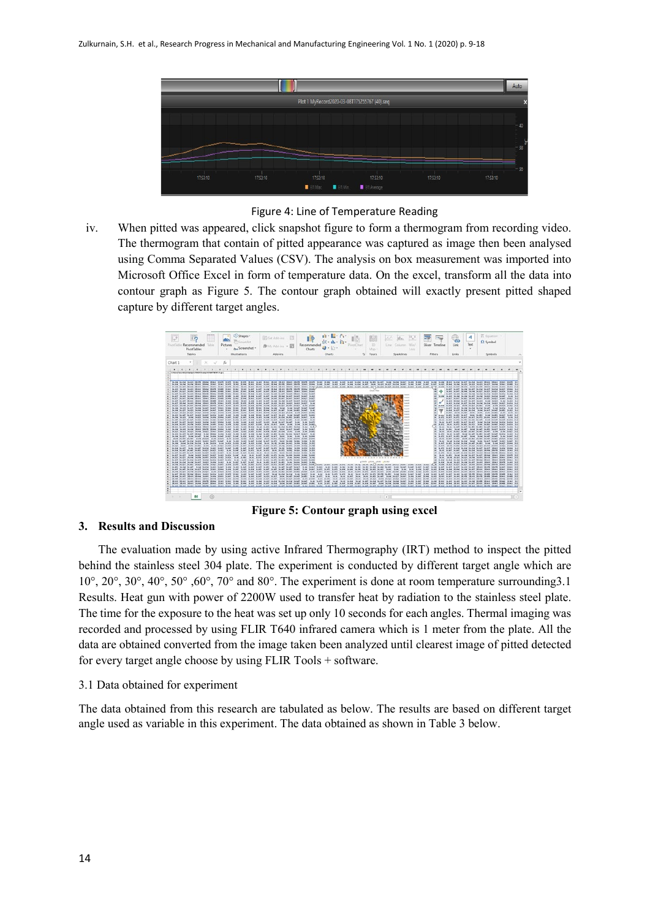Figure 4: Line of Temperature Reading

iv. When pitted was appeared, click snapshot figure to form a thermogram from recording video. The thermogram that contain of pitted appearance was captured as image then been analysed using Comma Separated Values (CSV). The analysis on box measurement was imported into Microsoft Office Excel in form of temperature data. On the excel, transform all the data into contour graph as Figure 5. The contour graph obtained will exactly present pitted shaped capture by different target angles.

**Figure 5: Contour graph using excel**

## 3. Results and Discussion

The evaluation made by using active Infrared Thermography (IRT) method to inspect the pitted behind the stainless steel 304 plate. The experiment is conducted by different target angle which are 10°, 20°, 30°, 40°, 50° ,60°, 70° and 80°. The experiment is done at room temperature surrounding3.1 Results. Heat gun with power of 2200W used to transfer heat by radiation to the stainless steel plate. The time for the exposure to the heat was set up only 10 seconds for each angles. Thermal imaging was recorded and processed by using FLIR T640 infrared camera which is 1 meter from the plate. All the data are obtained converted from the image taken been analyzed until clearest image of pitted detected for every target angle choose by using FLIR Tools + software.

### 3.1 Data obtained for experiment

The data obtained from this research are tabulated as below. The results are based on different target angle used as variable in this experiment. The data obtained as shown in Table 3 below.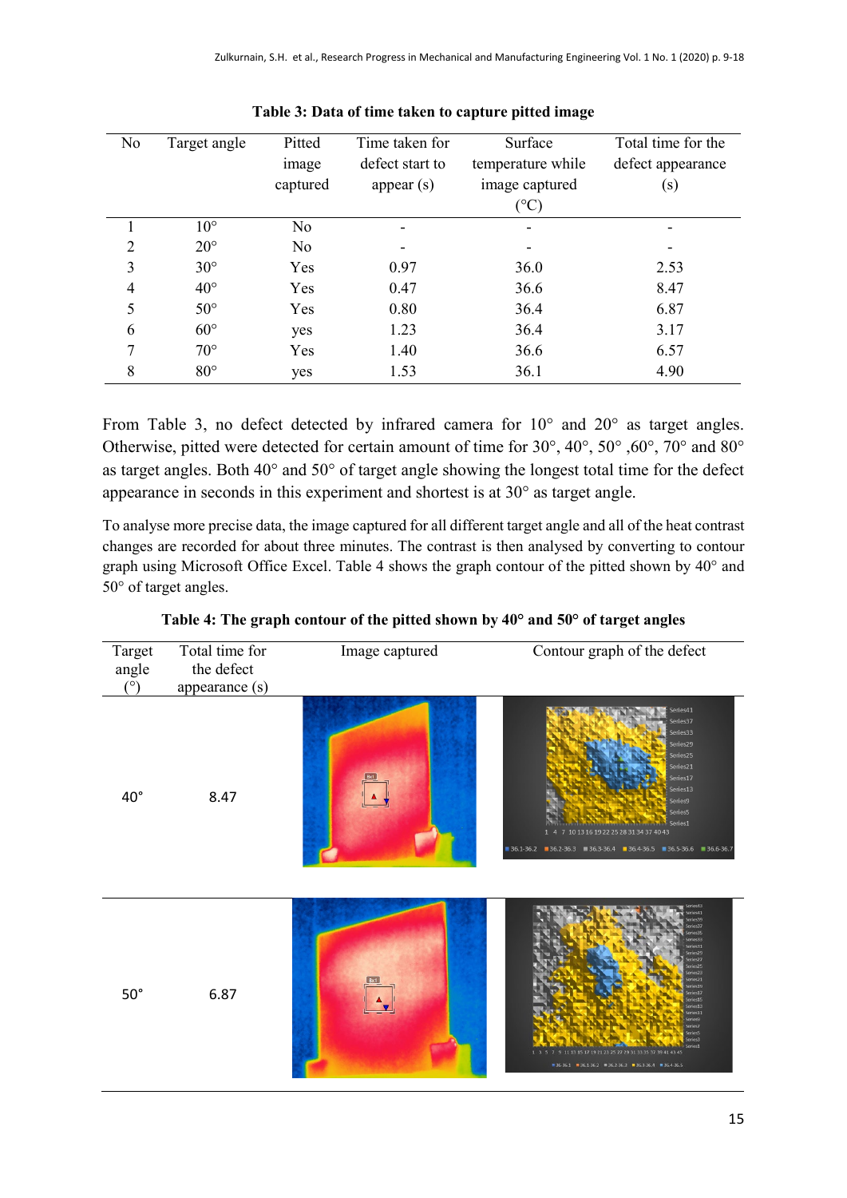**Table 3: Data of time taken to capture pitted image**

| No | Target angle | Pitted image captured | Time taken for defect start to appear (s) | Surface temperature while image captured (°C) | Total time for the defect appearance (s) |
|---|---|---|---|---|---|
| 1 | 10° | No | - | - | - |
| 2 | 20° | No | - | - | - |
| 3 | 30° | Yes | 0.97 | 36.0 | 2.53 |
| 4 | 40° | Yes | 0.47 | 36.6 | 8.47 |
| 5 | 50° | Yes | 0.80 | 36.4 | 6.87 |
| 6 | 60° | yes | 1.23 | 36.4 | 3.17 |
| 7 | 70° | Yes | 1.40 | 36.6 | 6.57 |
| 8 | 80° | yes | 1.53 | 36.1 | 4.90 |

From Table 3, no defect detected by infrared camera for 10° and 20° as target angles. Otherwise, pitted were detected for certain amount of time for 30°, 40°, 50° ,60°, 70° and 80° as target angles. Both 40° and 50° of target angle showing the longest total time for the defect appearance in seconds in this experiment and shortest is at 30° as target angle.

To analyse more precise data, the image captured for all different target angle and all of the heat contrast changes are recorded for about three minutes. The contrast is then analysed by converting to contour graph using Microsoft Office Excel. Table 4 shows the graph contour of the pitted shown by 40° and 50° of target angles.

**Table 4: The graph contour of the pitted shown by 40° and 50° of target angles**

| Target angle (°) | Total time for the defect appearance (s) | Image captured | Contour graph of the defect |
|---|---|---|---|
| 40° | 8.47 | | |
| 50° | 6.87 | | |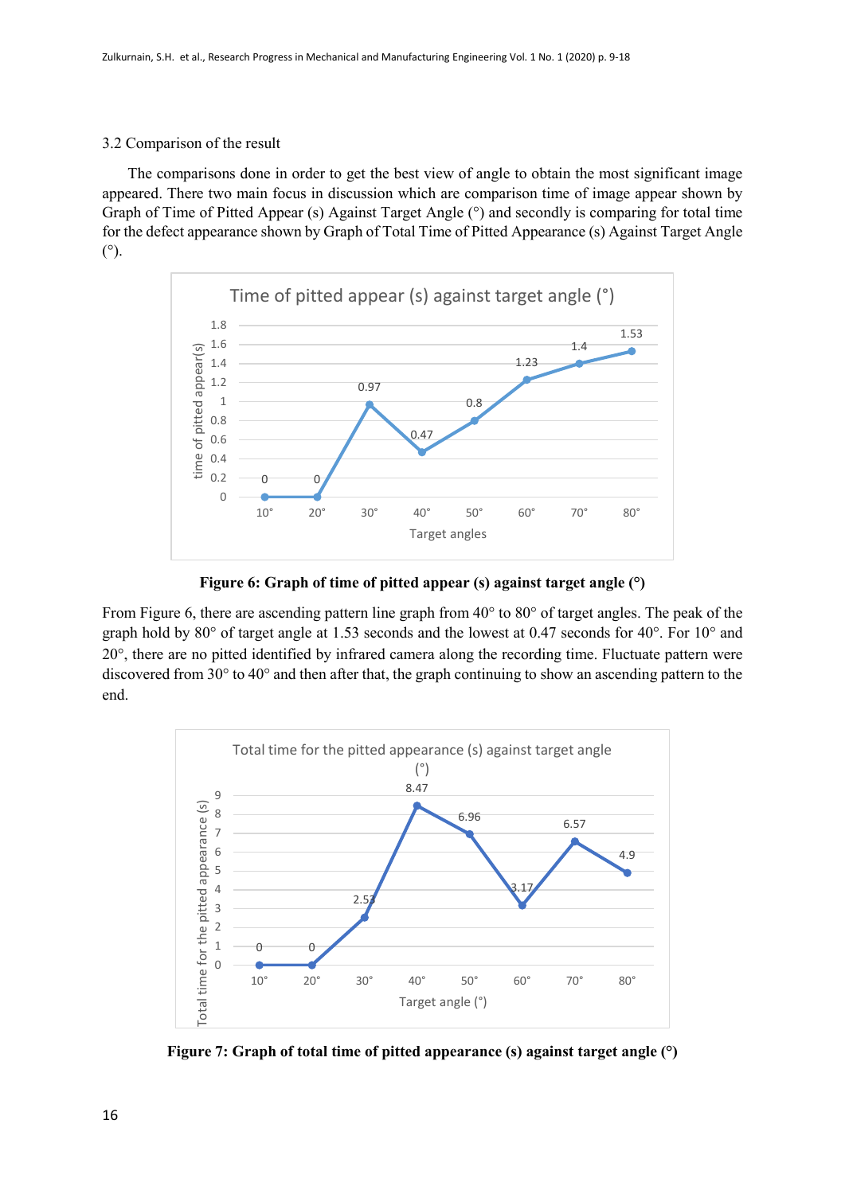### 3.2 Comparison of the result

The comparisons done in order to get the best view of angle to obtain the most significant image appeared. There two main focus in discussion which are comparison time of image appear shown by Graph of Time of Pitted Appear (s) Against Target Angle (°) and secondly is comparing for total time for the defect appearance shown by Graph of Total Time of Pitted Appearance (s) Against Target Angle (°).

**Figure 6: Graph of time of pitted appear (s) against target angle (°)**

From Figure 6, there are ascending pattern line graph from 40° to 80° of target angles. The peak of the graph hold by 80° of target angle at 1.53 seconds and the lowest at 0.47 seconds for 40°. For 10° and 20°, there are no pitted identified by infrared camera along the recording time. Fluctuate pattern were discovered from 30° to 40° and then after that, the graph continuing to show an ascending pattern to the end.

**Figure 7: Graph of total time of pitted appearance (s) against target angle (°)**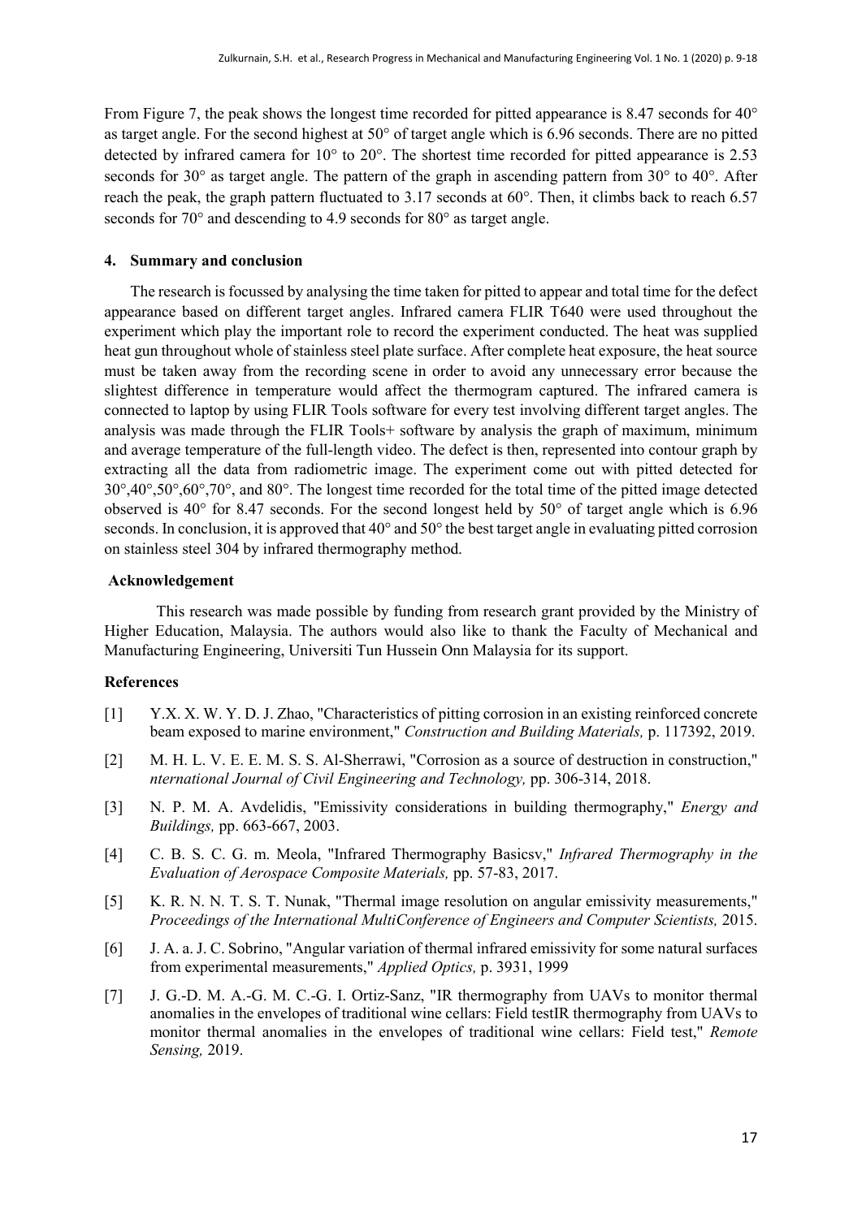From Figure 7, the peak shows the longest time recorded for pitted appearance is 8.47 seconds for 40° as target angle. For the second highest at 50° of target angle which is 6.96 seconds. There are no pitted detected by infrared camera for 10° to 20°. The shortest time recorded for pitted appearance is 2.53 seconds for 30° as target angle. The pattern of the graph in ascending pattern from 30° to 40°. After reach the peak, the graph pattern fluctuated to 3.17 seconds at 60°. Then, it climbs back to reach 6.57 seconds for 70° and descending to 4.9 seconds for 80° as target angle.

## 4. Summary and conclusion

The research is focussed by analysing the time taken for pitted to appear and total time for the defect appearance based on different target angles. Infrared camera FLIR T640 were used throughout the experiment which play the important role to record the experiment conducted. The heat was supplied heat gun throughout whole of stainless steel plate surface. After complete heat exposure, the heat source must be taken away from the recording scene in order to avoid any unnecessary error because the slightest difference in temperature would affect the thermogram captured. The infrared camera is connected to laptop by using FLIR Tools software for every test involving different target angles. The analysis was made through the FLIR Tools+ software by analysis the graph of maximum, minimum and average temperature of the full-length video. The defect is then, represented into contour graph by extracting all the data from radiometric image. The experiment come out with pitted detected for 30°,40°,50°,60°,70°, and 80°. The longest time recorded for the total time of the pitted image detected observed is 40° for 8.47 seconds. For the second longest held by 50° of target angle which is 6.96 seconds. In conclusion, it is approved that 40° and 50° the best target angle in evaluating pitted corrosion on stainless steel 304 by infrared thermography method.

## Acknowledgement

This research was made possible by funding from research grant provided by the Ministry of Higher Education, Malaysia. The authors would also like to thank the Faculty of Mechanical and Manufacturing Engineering, Universiti Tun Hussein Onn Malaysia for its support.

## References

[1] Y.X. X. W. Y. D. J. Zhao, "Characteristics of pitting corrosion in an existing reinforced concrete beam exposed to marine environment," *Construction and Building Materials,* p. 117392, 2019.

[2] M. H. L. V. E. E. M. S. S. Al-Sherrawi, "Corrosion as a source of destruction in construction," *nternational Journal of Civil Engineering and Technology,* pp. 306-314, 2018.

[3] N. P. M. A. Avdelidis, "Emissivity considerations in building thermography," *Energy and Buildings,* pp. 663-667, 2003.

[4] C. B. S. C. G. m. Meola, "Infrared Thermography Basicsv," *Infrared Thermography in the Evaluation of Aerospace Composite Materials,* pp. 57-83, 2017.

[5] K. R. N. N. T. S. T. Nunak, "Thermal image resolution on angular emissivity measurements," *Proceedings of the International MultiConference of Engineers and Computer Scientists,* 2015.

[6] J. A. a. J. C. Sobrino, "Angular variation of thermal infrared emissivity for some natural surfaces from experimental measurements," *Applied Optics,* p. 3931, 1999

[7] J. G.-D. M. A.-G. M. C.-G. I. Ortiz-Sanz, "IR thermography from UAVs to monitor thermal anomalies in the envelopes of traditional wine cellars: Field testIR thermography from UAVs to monitor thermal anomalies in the envelopes of traditional wine cellars: Field test," *Remote Sensing,* 2019.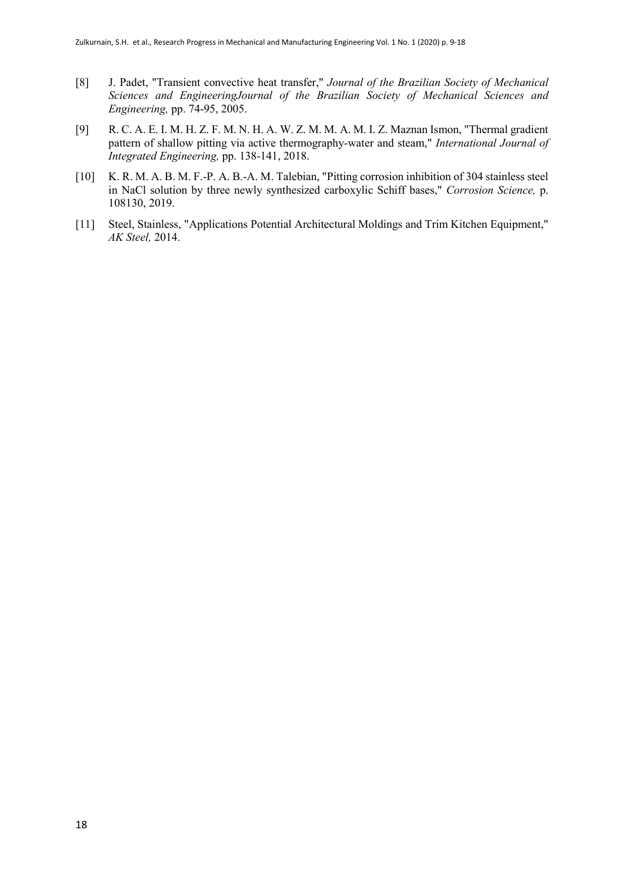[8] J. Padet, "Transient convective heat transfer," *Journal of the Brazilian Society of Mechanical Sciences and EngineeringJournal of the Brazilian Society of Mechanical Sciences and Engineering,* pp. 74-95, 2005.

[9] R. C. A. E. I. M. H. Z. F. M. N. H. A. W. Z. M. M. A. M. I. Z. Maznan Ismon, "Thermal gradient pattern of shallow pitting via active thermography-water and steam," *International Journal of Integrated Engineering,* pp. 138-141, 2018.

[10] K. R. M. A. B. M. F.-P. A. B.-A. M. Talebian, "Pitting corrosion inhibition of 304 stainless steel in NaCl solution by three newly synthesized carboxylic Schiff bases," *Corrosion Science,* p. 108130, 2019.

[11] Steel, Stainless, "Applications Potential Architectural Moldings and Trim Kitchen Equipment," *AK Steel,* 2014.